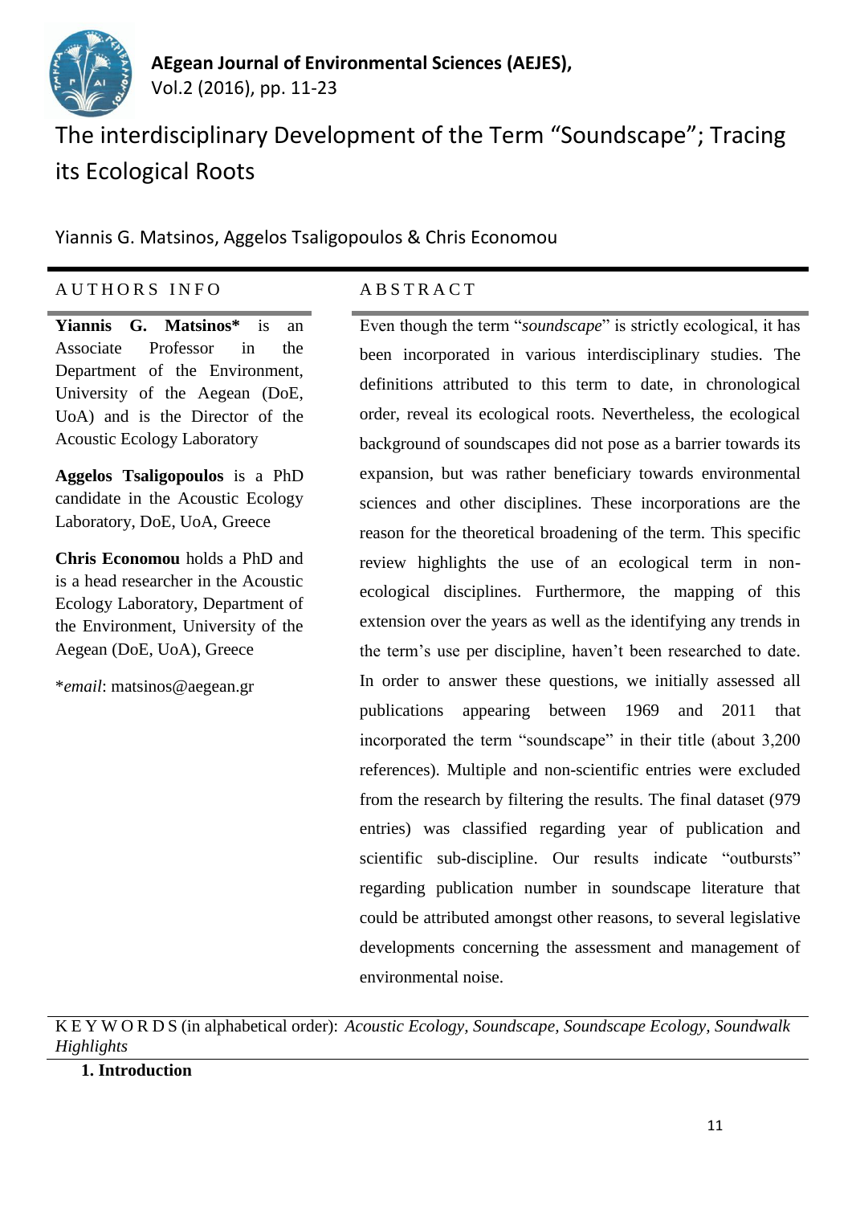# The interdisciplinary Development of the Term "Soundscape"; Tracing its Ecological Roots

Yiannis G. Matsinos, Aggelos Tsaligopoulos & Chris Economou

## AUTHORS INFO

**Yiannis G. Matsinos*** is an Associate Professor in the Department of the Environment, University of the Aegean (DoE, UoA) and is the Director of the Acoustic Ecology Laboratory

**Aggelos Tsaligopoulos** is a PhD candidate in the Acoustic Ecology Laboratory, DoE, UoA, Greece

**Chris Economou** holds a PhD and is a head researcher in the Acoustic Ecology Laboratory, Department of the Environment, University of the Aegean (DoE, UoA), Greece

**email*: matsinos@aegean.gr

## ABSTRACT

Even though the term "*soundscape*" is strictly ecological, it has been incorporated in various interdisciplinary studies. The definitions attributed to this term to date, in chronological order, reveal its ecological roots. Nevertheless, the ecological background of soundscapes did not pose as a barrier towards its expansion, but was rather beneficiary towards environmental sciences and other disciplines. These incorporations are the reason for the theoretical broadening of the term. This specific review highlights the use of an ecological term in non-ecological disciplines. Furthermore, the mapping of this extension over the years as well as the identifying any trends in the term's use per discipline, haven't been researched to date. In order to answer these questions, we initially assessed all publications appearing between 1969 and 2011 that incorporated the term "soundscape" in their title (about 3,200 references). Multiple and non-scientific entries were excluded from the research by filtering the results. The final dataset (979 entries) was classified regarding year of publication and scientific sub-discipline. Our results indicate "outbursts" regarding publication number in soundscape literature that could be attributed amongst other reasons, to several legislative developments concerning the assessment and management of environmental noise.

KEYWORDS (in alphabetical order): *Acoustic Ecology, Soundscape, Soundscape Ecology, Soundwalk Highlights*

## 1. Introduction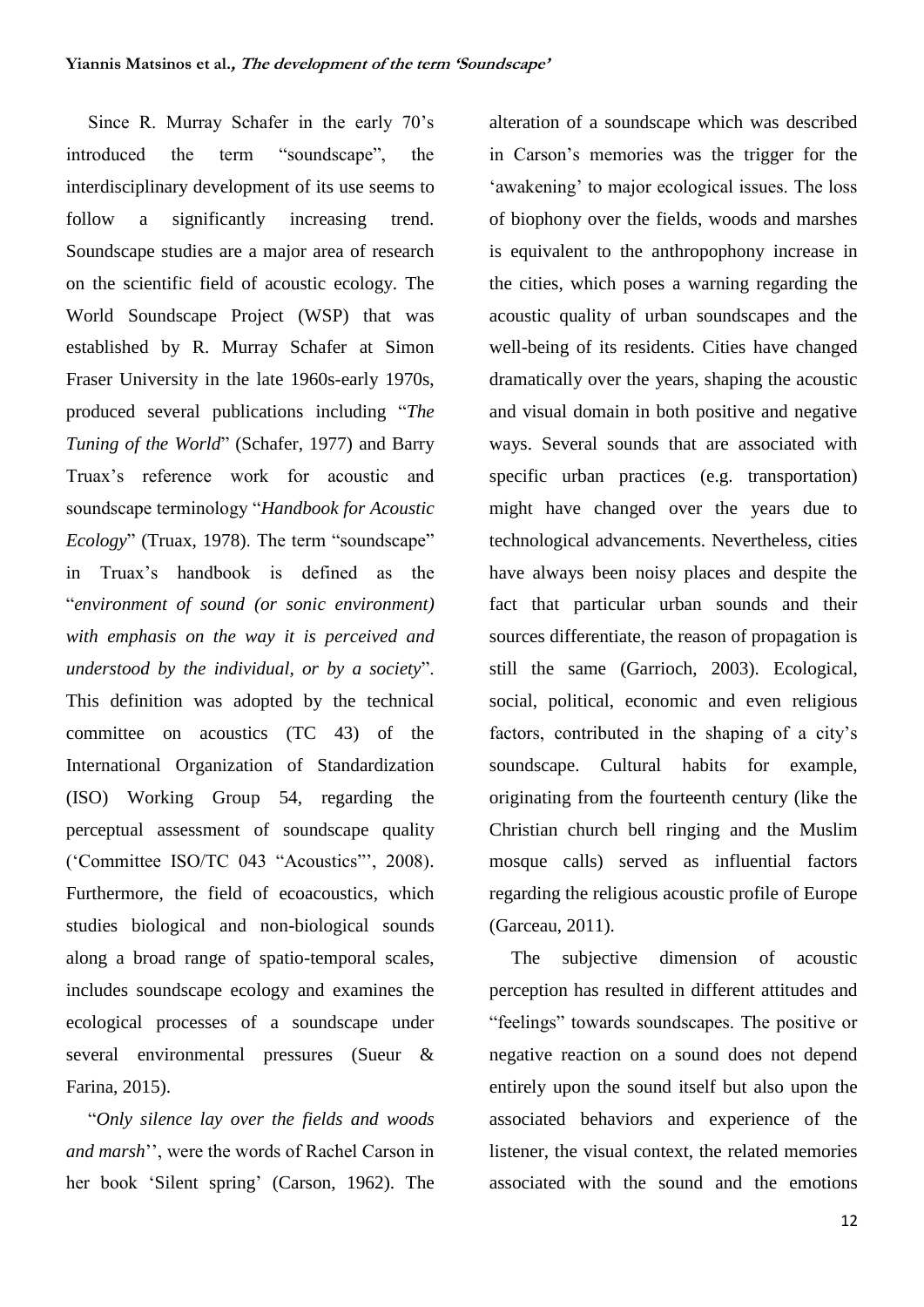Since R. Murray Schafer in the early 70's introduced the term "soundscape", the interdisciplinary development of its use seems to follow a significantly increasing trend. Soundscape studies are a major area of research on the scientific field of acoustic ecology. The World Soundscape Project (WSP) that was established by R. Murray Schafer at Simon Fraser University in the late 1960s-early 1970s, produced several publications including "*The Tuning of the World*" (Schafer, 1977) and Barry Truax's reference work for acoustic and soundscape terminology "*Handbook for Acoustic Ecology*" (Truax, 1978). The term "soundscape" in Truax's handbook is defined as the "*environment of sound (or sonic environment) with emphasis on the way it is perceived and understood by the individual, or by a society*". This definition was adopted by the technical committee on acoustics (TC 43) of the International Organization of Standardization (ISO) Working Group 54, regarding the perceptual assessment of soundscape quality ('Committee ISO/TC 043 "Acoustics"', 2008). Furthermore, the field of ecoacoustics, which studies biological and non-biological sounds along a broad range of spatio-temporal scales, includes soundscape ecology and examines the ecological processes of a soundscape under several environmental pressures (Sueur & Farina, 2015).

"*Only silence lay over the fields and woods and marsh*'', were the words of Rachel Carson in her book 'Silent spring' (Carson, 1962). The alteration of a soundscape which was described in Carson's memories was the trigger for the 'awakening' to major ecological issues. The loss of biophony over the fields, woods and marshes is equivalent to the anthropophony increase in the cities, which poses a warning regarding the acoustic quality of urban soundscapes and the well-being of its residents. Cities have changed dramatically over the years, shaping the acoustic and visual domain in both positive and negative ways. Several sounds that are associated with specific urban practices (e.g. transportation) might have changed over the years due to technological advancements. Nevertheless, cities have always been noisy places and despite the fact that particular urban sounds and their sources differentiate, the reason of propagation is still the same (Garrioch, 2003). Ecological, social, political, economic and even religious factors, contributed in the shaping of a city's soundscape. Cultural habits for example, originating from the fourteenth century (like the Christian church bell ringing and the Muslim mosque calls) served as influential factors regarding the religious acoustic profile of Europe (Garceau, 2011).

The subjective dimension of acoustic perception has resulted in different attitudes and "feelings" towards soundscapes. The positive or negative reaction on a sound does not depend entirely upon the sound itself but also upon the associated behaviors and experience of the listener, the visual context, the related memories associated with the sound and the emotions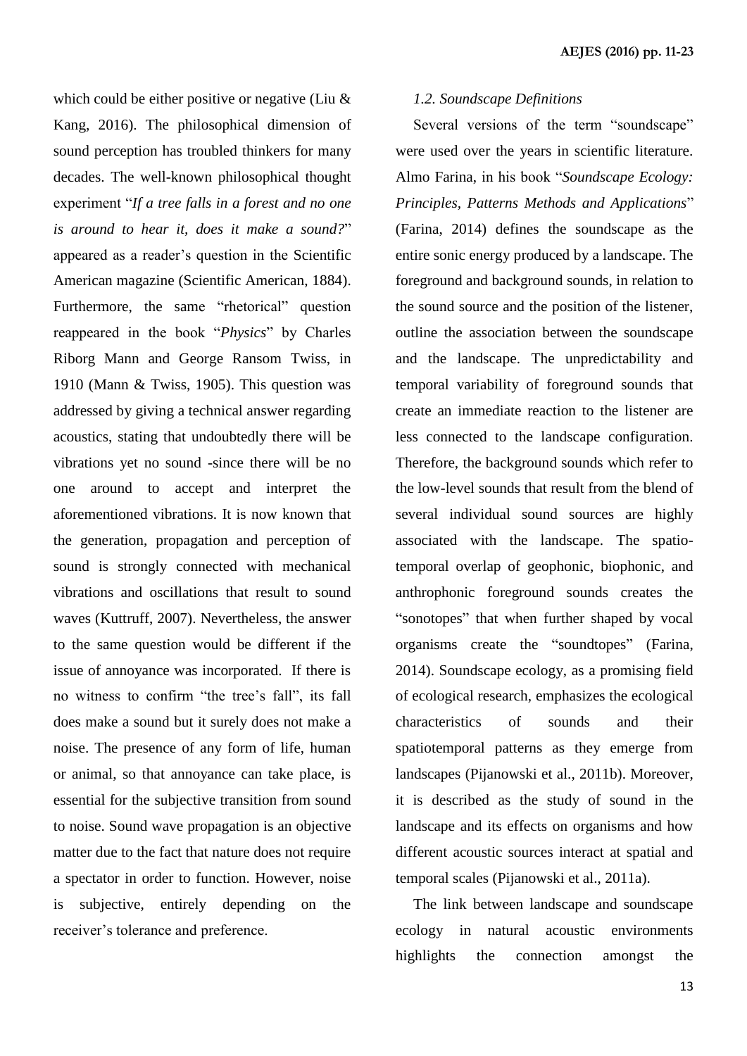which could be either positive or negative (Liu & Kang, 2016). The philosophical dimension of sound perception has troubled thinkers for many decades. The well-known philosophical thought experiment "*If a tree falls in a forest and no one is around to hear it, does it make a sound?*" appeared as a reader's question in the Scientific American magazine (Scientific American, 1884). Furthermore, the same "rhetorical" question reappeared in the book "*Physics*" by Charles Riborg Mann and George Ransom Twiss, in 1910 (Mann & Twiss, 1905). This question was addressed by giving a technical answer regarding acoustics, stating that undoubtedly there will be vibrations yet no sound -since there will be no one around to accept and interpret the aforementioned vibrations. It is now known that the generation, propagation and perception of sound is strongly connected with mechanical vibrations and oscillations that result to sound waves (Kuttruff, 2007). Nevertheless, the answer to the same question would be different if the issue of annoyance was incorporated. If there is no witness to confirm "the tree's fall", its fall does make a sound but it surely does not make a noise. The presence of any form of life, human or animal, so that annoyance can take place, is essential for the subjective transition from sound to noise. Sound wave propagation is an objective matter due to the fact that nature does not require a spectator in order to function. However, noise is subjective, entirely depending on the receiver's tolerance and preference.

### *1.2. Soundscape Definitions*

Several versions of the term "soundscape" were used over the years in scientific literature. Almo Farina, in his book "*Soundscape Ecology: Principles, Patterns Methods and Applications*" (Farina, 2014) defines the soundscape as the entire sonic energy produced by a landscape. The foreground and background sounds, in relation to the sound source and the position of the listener, outline the association between the soundscape and the landscape. The unpredictability and temporal variability of foreground sounds that create an immediate reaction to the listener are less connected to the landscape configuration. Therefore, the background sounds which refer to the low-level sounds that result from the blend of several individual sound sources are highly associated with the landscape. The spatio-temporal overlap of geophonic, biophonic, and anthrophonic foreground sounds creates the "sonotopes" that when further shaped by vocal organisms create the "soundtopes" (Farina, 2014). Soundscape ecology, as a promising field of ecological research, emphasizes the ecological characteristics of sounds and their spatiotemporal patterns as they emerge from landscapes (Pijanowski et al., 2011b). Moreover, it is described as the study of sound in the landscape and its effects on organisms and how different acoustic sources interact at spatial and temporal scales (Pijanowski et al., 2011a).

The link between landscape and soundscape ecology in natural acoustic environments highlights the connection amongst the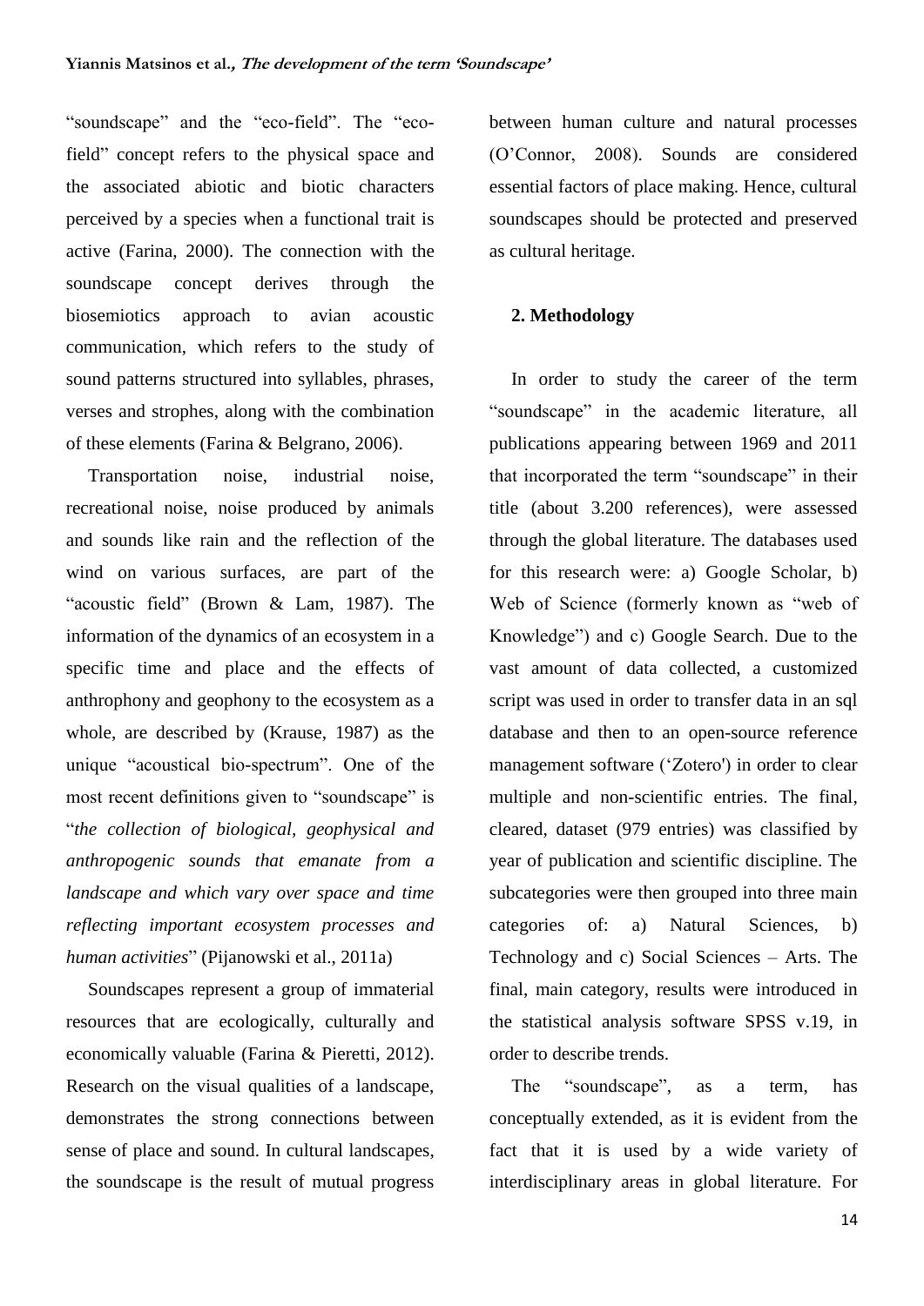"soundscape" and the "eco-field". The "eco-field" concept refers to the physical space and the associated abiotic and biotic characters perceived by a species when a functional trait is active (Farina, 2000). The connection with the soundscape concept derives through the biosemiotics approach to avian acoustic communication, which refers to the study of sound patterns structured into syllables, phrases, verses and strophes, along with the combination of these elements (Farina & Belgrano, 2006).

Transportation noise, industrial noise, recreational noise, noise produced by animals and sounds like rain and the reflection of the wind on various surfaces, are part of the "acoustic field" (Brown & Lam, 1987). The information of the dynamics of an ecosystem in a specific time and place and the effects of anthrophony and geophony to the ecosystem as a whole, are described by (Krause, 1987) as the unique "acoustical bio-spectrum". One of the most recent definitions given to "soundscape" is "*the collection of biological, geophysical and anthropogenic sounds that emanate from a landscape and which vary over space and time reflecting important ecosystem processes and human activities*" (Pijanowski et al., 2011a)

Soundscapes represent a group of immaterial resources that are ecologically, culturally and economically valuable (Farina & Pieretti, 2012). Research on the visual qualities of a landscape, demonstrates the strong connections between sense of place and sound. In cultural landscapes, the soundscape is the result of mutual progress between human culture and natural processes (O'Connor, 2008). Sounds are considered essential factors of place making. Hence, cultural soundscapes should be protected and preserved as cultural heritage.

## 2. Methodology

In order to study the career of the term "soundscape" in the academic literature, all publications appearing between 1969 and 2011 that incorporated the term "soundscape" in their title (about 3.200 references), were assessed through the global literature. The databases used for this research were: a) Google Scholar, b) Web of Science (formerly known as "web of Knowledge") and c) Google Search. Due to the vast amount of data collected, a customized script was used in order to transfer data in an sql database and then to an open-source reference management software ('Zotero') in order to clear multiple and non-scientific entries. The final, cleared, dataset (979 entries) was classified by year of publication and scientific discipline. The subcategories were then grouped into three main categories of: a) Natural Sciences, b) Technology and c) Social Sciences – Arts. The final, main category, results were introduced in the statistical analysis software SPSS v.19, in order to describe trends.

The "soundscape", as a term, has conceptually extended, as it is evident from the fact that it is used by a wide variety of interdisciplinary areas in global literature. For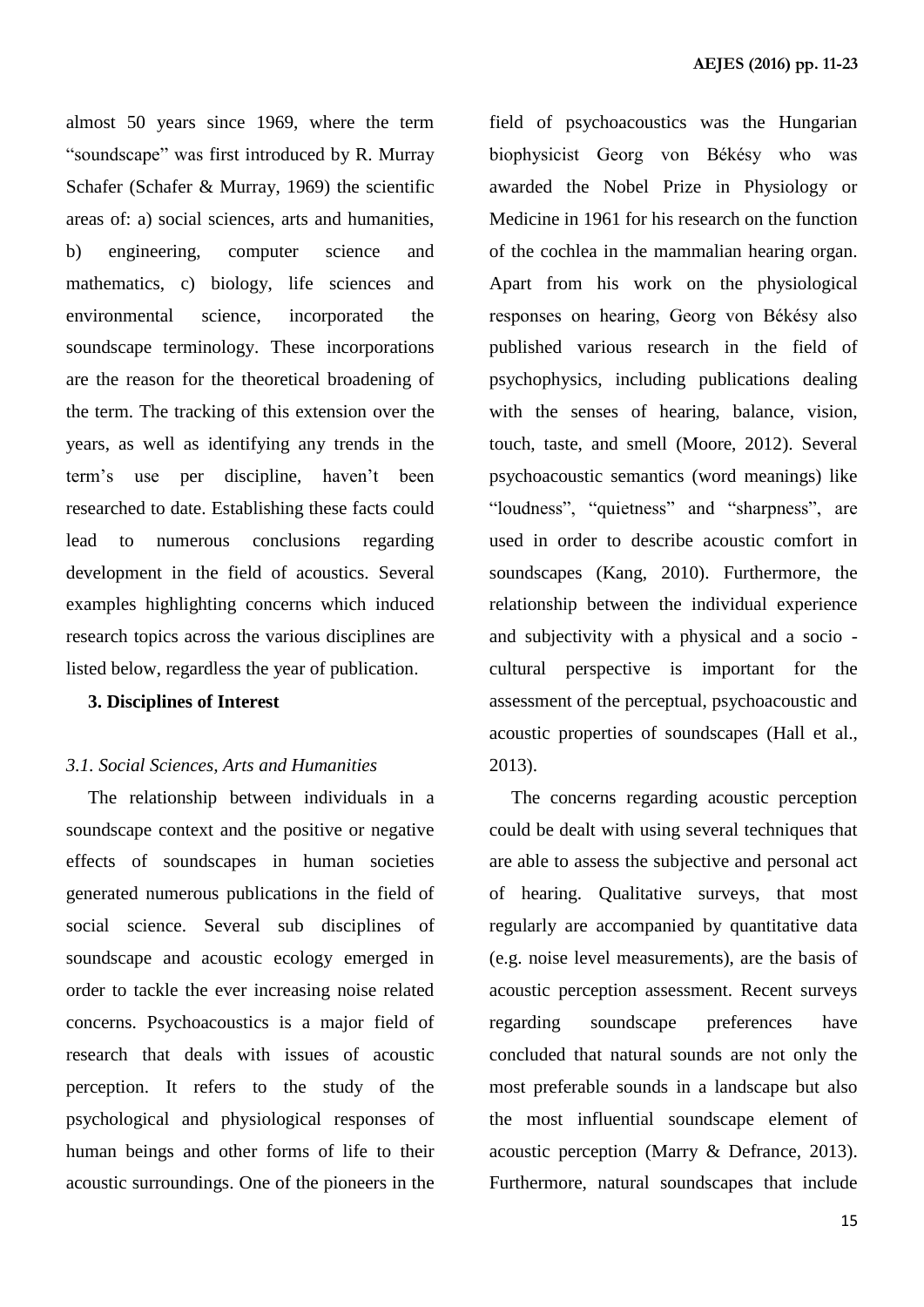almost 50 years since 1969, where the term "soundscape" was first introduced by R. Murray Schafer (Schafer & Murray, 1969) the scientific areas of: a) social sciences, arts and humanities, b) engineering, computer science and mathematics, c) biology, life sciences and environmental science, incorporated the soundscape terminology. These incorporations are the reason for the theoretical broadening of the term. The tracking of this extension over the years, as well as identifying any trends in the term's use per discipline, haven't been researched to date. Establishing these facts could lead to numerous conclusions regarding development in the field of acoustics. Several examples highlighting concerns which induced research topics across the various disciplines are listed below, regardless the year of publication.

## 3. Disciplines of Interest

### *3.1. Social Sciences, Arts and Humanities*

The relationship between individuals in a soundscape context and the positive or negative effects of soundscapes in human societies generated numerous publications in the field of social science. Several sub disciplines of soundscape and acoustic ecology emerged in order to tackle the ever increasing noise related concerns. Psychoacoustics is a major field of research that deals with issues of acoustic perception. It refers to the study of the psychological and physiological responses of human beings and other forms of life to their acoustic surroundings. One of the pioneers in the field of psychoacoustics was the Hungarian biophysicist Georg von Békésy who was awarded the Nobel Prize in Physiology or Medicine in 1961 for his research on the function of the cochlea in the mammalian hearing organ. Apart from his work on the physiological responses on hearing, Georg von Békésy also published various research in the field of psychophysics, including publications dealing with the senses of hearing, balance, vision, touch, taste, and smell (Moore, 2012). Several psychoacoustic semantics (word meanings) like "loudness", "quietness" and "sharpness", are used in order to describe acoustic comfort in soundscapes (Kang, 2010). Furthermore, the relationship between the individual experience and subjectivity with a physical and a socio - cultural perspective is important for the assessment of the perceptual, psychoacoustic and acoustic properties of soundscapes (Hall et al., 2013).

The concerns regarding acoustic perception could be dealt with using several techniques that are able to assess the subjective and personal act of hearing. Qualitative surveys, that most regularly are accompanied by quantitative data (e.g. noise level measurements), are the basis of acoustic perception assessment. Recent surveys regarding soundscape preferences have concluded that natural sounds are not only the most preferable sounds in a landscape but also the most influential soundscape element of acoustic perception (Marry & Defrance, 2013). Furthermore, natural soundscapes that include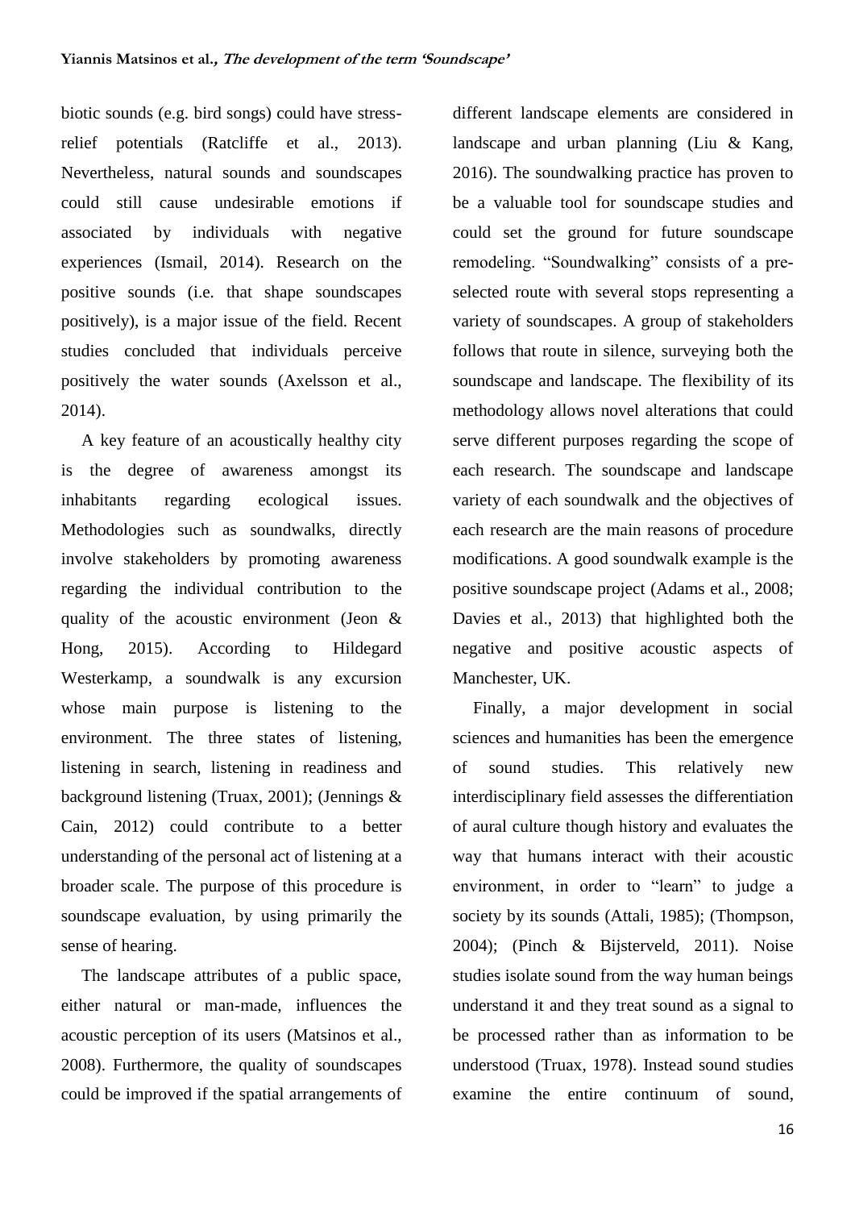biotic sounds (e.g. bird songs) could have stress-relief potentials (Ratcliffe et al., 2013). Nevertheless, natural sounds and soundscapes could still cause undesirable emotions if associated by individuals with negative experiences (Ismail, 2014). Research on the positive sounds (i.e. that shape soundscapes positively), is a major issue of the field. Recent studies concluded that individuals perceive positively the water sounds (Axelsson et al., 2014).

A key feature of an acoustically healthy city is the degree of awareness amongst its inhabitants regarding ecological issues. Methodologies such as soundwalks, directly involve stakeholders by promoting awareness regarding the individual contribution to the quality of the acoustic environment (Jeon & Hong, 2015). According to Hildegard Westerkamp, a soundwalk is any excursion whose main purpose is listening to the environment. The three states of listening, listening in search, listening in readiness and background listening (Truax, 2001); (Jennings & Cain, 2012) could contribute to a better understanding of the personal act of listening at a broader scale. The purpose of this procedure is soundscape evaluation, by using primarily the sense of hearing.

The landscape attributes of a public space, either natural or man-made, influences the acoustic perception of its users (Matsinos et al., 2008). Furthermore, the quality of soundscapes could be improved if the spatial arrangements of different landscape elements are considered in landscape and urban planning (Liu & Kang, 2016). The soundwalking practice has proven to be a valuable tool for soundscape studies and could set the ground for future soundscape remodeling. "Soundwalking" consists of a pre-selected route with several stops representing a variety of soundscapes. A group of stakeholders follows that route in silence, surveying both the soundscape and landscape. The flexibility of its methodology allows novel alterations that could serve different purposes regarding the scope of each research. The soundscape and landscape variety of each soundwalk and the objectives of each research are the main reasons of procedure modifications. A good soundwalk example is the positive soundscape project (Adams et al., 2008; Davies et al., 2013) that highlighted both the negative and positive acoustic aspects of Manchester, UK.

Finally, a major development in social sciences and humanities has been the emergence of sound studies. This relatively new interdisciplinary field assesses the differentiation of aural culture though history and evaluates the way that humans interact with their acoustic environment, in order to "learn" to judge a society by its sounds (Attali, 1985); (Thompson, 2004); (Pinch & Bijsterveld, 2011). Noise studies isolate sound from the way human beings understand it and they treat sound as a signal to be processed rather than as information to be understood (Truax, 1978). Instead sound studies examine the entire continuum of sound,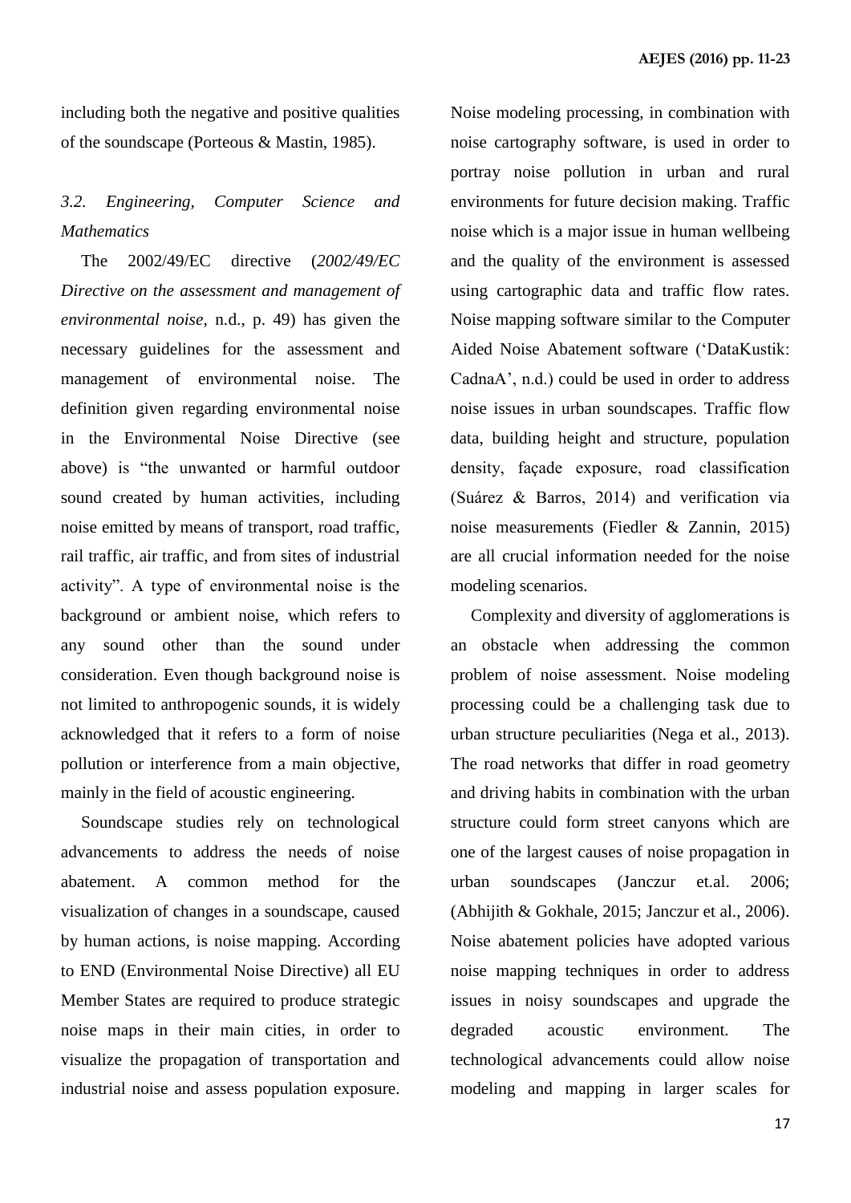including both the negative and positive qualities of the soundscape (Porteous & Mastin, 1985).

### *3.2. Engineering, Computer Science and Mathematics*

The 2002/49/EC directive (*2002/49/EC Directive on the assessment and management of environmental noise*, n.d., p. 49) has given the necessary guidelines for the assessment and management of environmental noise. The definition given regarding environmental noise in the Environmental Noise Directive (see above) is "the unwanted or harmful outdoor sound created by human activities, including noise emitted by means of transport, road traffic, rail traffic, air traffic, and from sites of industrial activity". A type of environmental noise is the background or ambient noise, which refers to any sound other than the sound under consideration. Even though background noise is not limited to anthropogenic sounds, it is widely acknowledged that it refers to a form of noise pollution or interference from a main objective, mainly in the field of acoustic engineering.

Soundscape studies rely on technological advancements to address the needs of noise abatement. A common method for the visualization of changes in a soundscape, caused by human actions, is noise mapping. According to END (Environmental Noise Directive) all EU Member States are required to produce strategic noise maps in their main cities, in order to visualize the propagation of transportation and industrial noise and assess population exposure. Noise modeling processing, in combination with noise cartography software, is used in order to portray noise pollution in urban and rural environments for future decision making. Traffic noise which is a major issue in human wellbeing and the quality of the environment is assessed using cartographic data and traffic flow rates. Noise mapping software similar to the Computer Aided Noise Abatement software ('DataKustik: CadnaA', n.d.) could be used in order to address noise issues in urban soundscapes. Traffic flow data, building height and structure, population density, façade exposure, road classification (Suárez & Barros, 2014) and verification via noise measurements (Fiedler & Zannin, 2015) are all crucial information needed for the noise modeling scenarios.

Complexity and diversity of agglomerations is an obstacle when addressing the common problem of noise assessment. Noise modeling processing could be a challenging task due to urban structure peculiarities (Nega et al., 2013). The road networks that differ in road geometry and driving habits in combination with the urban structure could form street canyons which are one of the largest causes of noise propagation in urban soundscapes (Janczur et.al. 2006; (Abhijith & Gokhale, 2015; Janczur et al., 2006). Noise abatement policies have adopted various noise mapping techniques in order to address issues in noisy soundscapes and upgrade the degraded acoustic environment. The technological advancements could allow noise modeling and mapping in larger scales for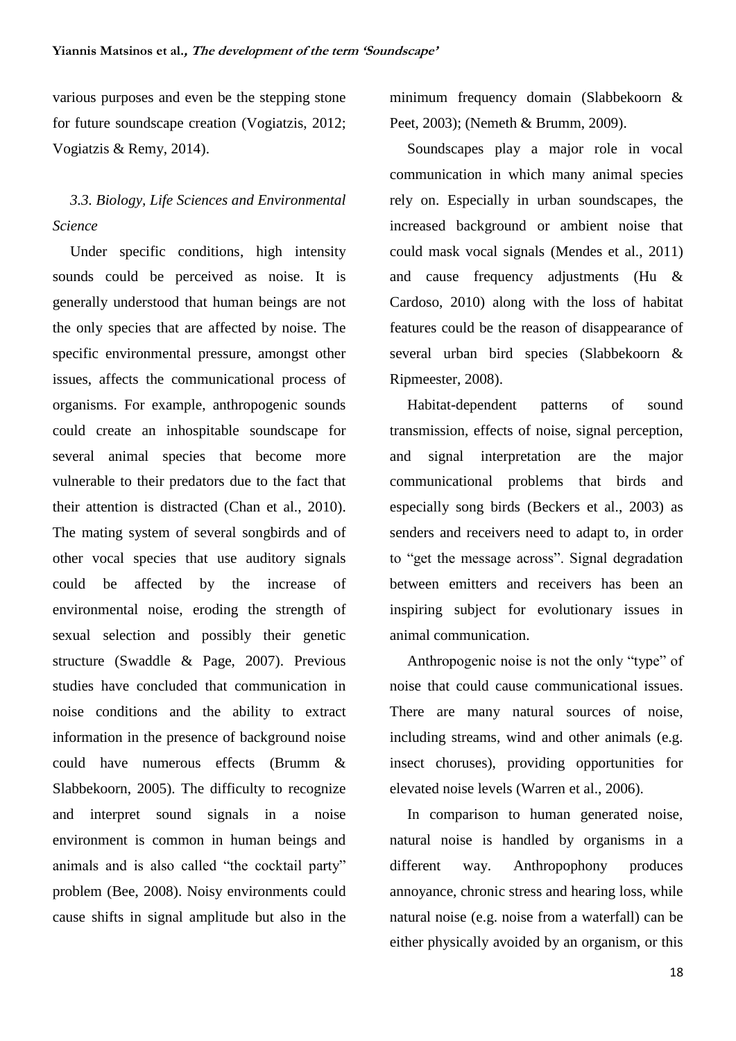various purposes and even be the stepping stone for future soundscape creation (Vogiatzis, 2012; Vogiatzis & Remy, 2014).

### *3.3. Biology, Life Sciences and Environmental Science*

Under specific conditions, high intensity sounds could be perceived as noise. It is generally understood that human beings are not the only species that are affected by noise. The specific environmental pressure, amongst other issues, affects the communicational process of organisms. For example, anthropogenic sounds could create an inhospitable soundscape for several animal species that become more vulnerable to their predators due to the fact that their attention is distracted (Chan et al., 2010). The mating system of several songbirds and of other vocal species that use auditory signals could be affected by the increase of environmental noise, eroding the strength of sexual selection and possibly their genetic structure (Swaddle & Page, 2007). Previous studies have concluded that communication in noise conditions and the ability to extract information in the presence of background noise could have numerous effects (Brumm & Slabbekoorn, 2005). The difficulty to recognize and interpret sound signals in a noise environment is common in human beings and animals and is also called "the cocktail party" problem (Bee, 2008). Noisy environments could cause shifts in signal amplitude but also in the minimum frequency domain (Slabbekoorn & Peet, 2003); (Nemeth & Brumm, 2009).

Soundscapes play a major role in vocal communication in which many animal species rely on. Especially in urban soundscapes, the increased background or ambient noise that could mask vocal signals (Mendes et al., 2011) and cause frequency adjustments (Hu & Cardoso, 2010) along with the loss of habitat features could be the reason of disappearance of several urban bird species (Slabbekoorn & Ripmeester, 2008).

Habitat-dependent patterns of sound transmission, effects of noise, signal perception, and signal interpretation are the major communicational problems that birds and especially song birds (Beckers et al., 2003) as senders and receivers need to adapt to, in order to "get the message across". Signal degradation between emitters and receivers has been an inspiring subject for evolutionary issues in animal communication.

Anthropogenic noise is not the only "type" of noise that could cause communicational issues. There are many natural sources of noise, including streams, wind and other animals (e.g. insect choruses), providing opportunities for elevated noise levels (Warren et al., 2006).

In comparison to human generated noise, natural noise is handled by organisms in a different way. Anthropophony produces annoyance, chronic stress and hearing loss, while natural noise (e.g. noise from a waterfall) can be either physically avoided by an organism, or this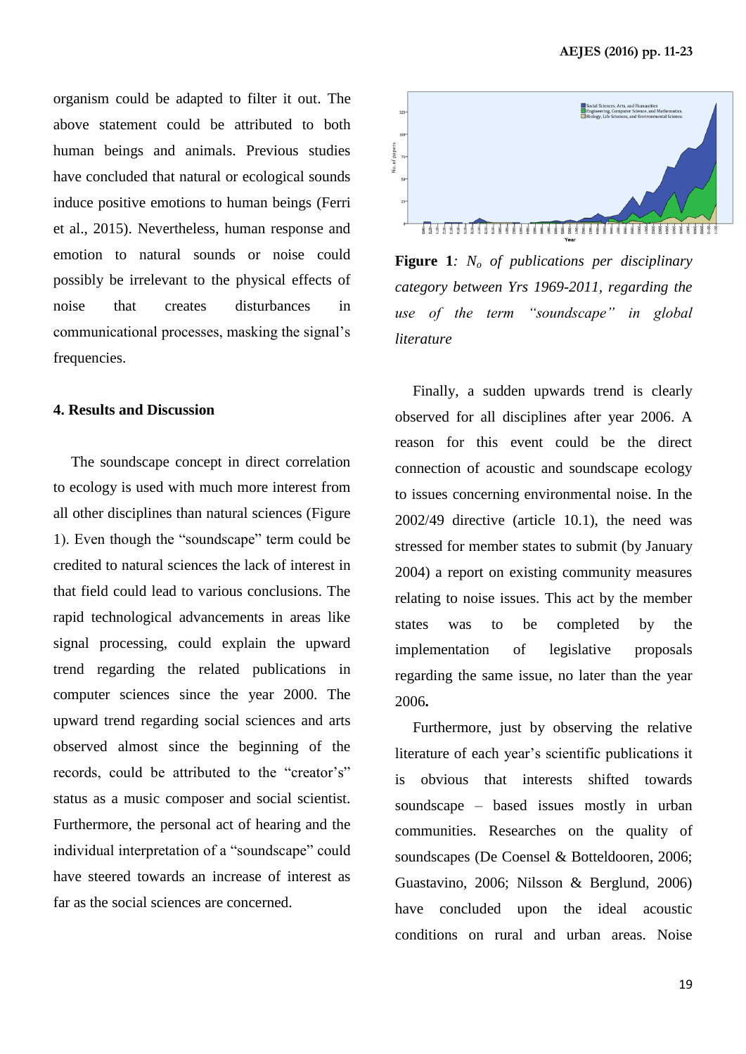organism could be adapted to filter it out. The above statement could be attributed to both human beings and animals. Previous studies have concluded that natural or ecological sounds induce positive emotions to human beings (Ferri et al., 2015). Nevertheless, human response and emotion to natural sounds or noise could possibly be irrelevant to the physical effects of noise that creates disturbances in communicational processes, masking the signal's frequencies.

## 4. Results and Discussion

The soundscape concept in direct correlation to ecology is used with much more interest from all other disciplines than natural sciences (Figure 1). Even though the "soundscape" term could be credited to natural sciences the lack of interest in that field could lead to various conclusions. The rapid technological advancements in areas like signal processing, could explain the upward trend regarding the related publications in computer sciences since the year 2000. The upward trend regarding social sciences and arts observed almost since the beginning of the records, could be attributed to the "creator's" status as a music composer and social scientist. Furthermore, the personal act of hearing and the individual interpretation of a "soundscape" could have steered towards an increase of interest as far as the social sciences are concerned.

**Figure 1**: *$N_o$ of publications per disciplinary category between Yrs 1969-2011, regarding the use of the term "soundscape" in global literature*

Finally, a sudden upwards trend is clearly observed for all disciplines after year 2006. A reason for this event could be the direct connection of acoustic and soundscape ecology to issues concerning environmental noise. In the 2002/49 directive (article 10.1), the need was stressed for member states to submit (by January 2004) a report on existing community measures relating to noise issues. This act by the member states was to be completed by the implementation of legislative proposals regarding the same issue, no later than the year 2006**.**

Furthermore, just by observing the relative literature of each year's scientific publications it is obvious that interests shifted towards soundscape – based issues mostly in urban communities. Researches on the quality of soundscapes (De Coensel & Botteldooren, 2006; Guastavino, 2006; Nilsson & Berglund, 2006) have concluded upon the ideal acoustic conditions on rural and urban areas. Noise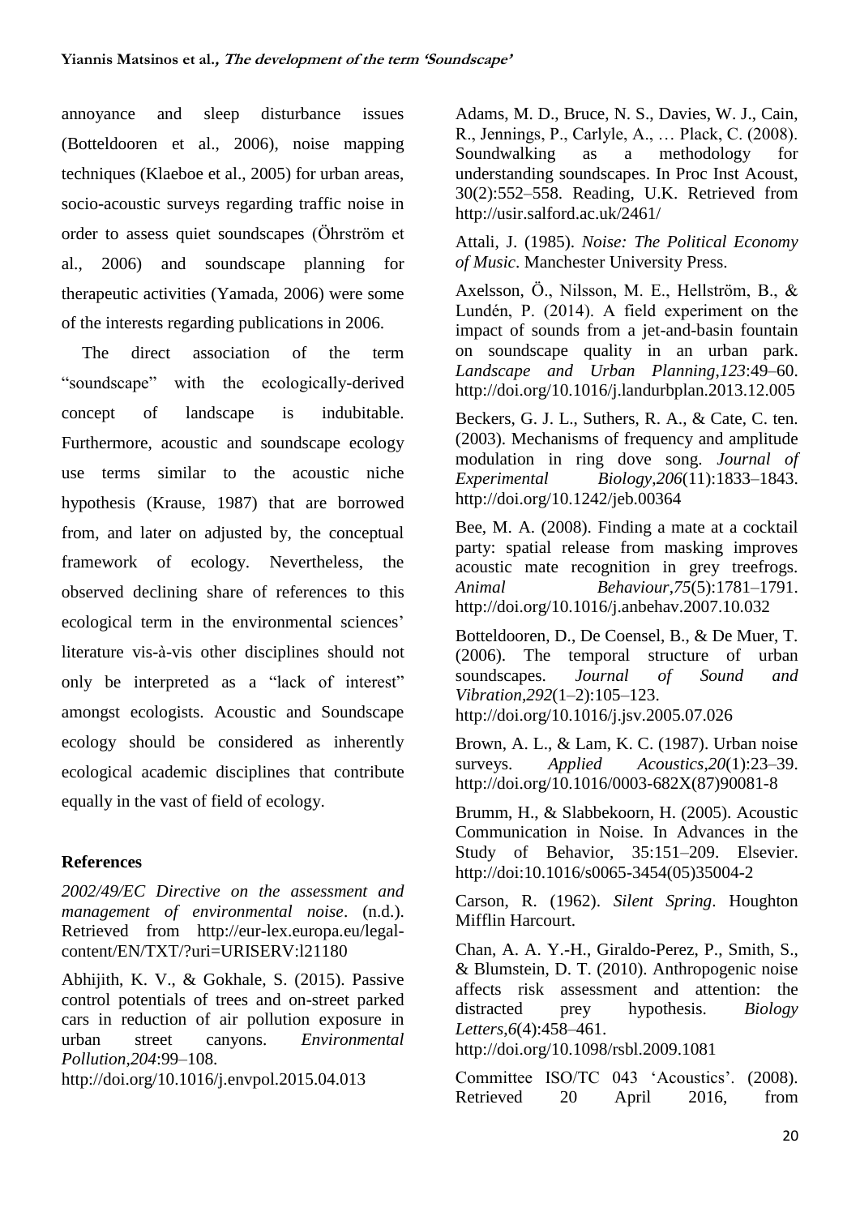annoyance and sleep disturbance issues (Botteldooren et al., 2006), noise mapping techniques (Klaeboe et al., 2005) for urban areas, socio-acoustic surveys regarding traffic noise in order to assess quiet soundscapes (Öhrström et al., 2006) and soundscape planning for therapeutic activities (Yamada, 2006) were some of the interests regarding publications in 2006.

The direct association of the term "soundscape" with the ecologically-derived concept of landscape is indubitable. Furthermore, acoustic and soundscape ecology use terms similar to the acoustic niche hypothesis (Krause, 1987) that are borrowed from, and later on adjusted by, the conceptual framework of ecology. Nevertheless, the observed declining share of references to this ecological term in the environmental sciences' literature vis-à-vis other disciplines should not only be interpreted as a "lack of interest" amongst ecologists. Acoustic and Soundscape ecology should be considered as inherently ecological academic disciplines that contribute equally in the vast of field of ecology.

## References

*2002/49/EC Directive on the assessment and management of environmental noise*. (n.d.). Retrieved from http://eur-lex.europa.eu/legal-content/EN/TXT/?uri=URISERV:l21180

Abhijith, K. V., & Gokhale, S. (2015). Passive control potentials of trees and on-street parked cars in reduction of air pollution exposure in urban street canyons. *Environmental Pollution*,*204*:99–108. http://doi.org/10.1016/j.envpol.2015.04.013

Adams, M. D., Bruce, N. S., Davies, W. J., Cain, R., Jennings, P., Carlyle, A., … Plack, C. (2008). Soundwalking as a methodology for understanding soundscapes. In Proc Inst Acoust, 30(2):552–558. Reading, U.K. Retrieved from http://usir.salford.ac.uk/2461/

Attali, J. (1985). *Noise: The Political Economy of Music*. Manchester University Press.

Axelsson, Ö., Nilsson, M. E., Hellström, B., & Lundén, P. (2014). A field experiment on the impact of sounds from a jet-and-basin fountain on soundscape quality in an urban park. *Landscape and Urban Planning*,*123*:49–60. http://doi.org/10.1016/j.landurbplan.2013.12.005

Beckers, G. J. L., Suthers, R. A., & Cate, C. ten. (2003). Mechanisms of frequency and amplitude modulation in ring dove song. *Journal of Experimental Biology*,*206*(11):1833–1843. http://doi.org/10.1242/jeb.00364

Bee, M. A. (2008). Finding a mate at a cocktail party: spatial release from masking improves acoustic mate recognition in grey treefrogs. *Animal Behaviour*,*75*(5):1781–1791. http://doi.org/10.1016/j.anbehav.2007.10.032

Botteldooren, D., De Coensel, B., & De Muer, T. (2006). The temporal structure of urban soundscapes. *Journal of Sound and Vibration*,*292*(1–2):105–123. http://doi.org/10.1016/j.jsv.2005.07.026

Brown, A. L., & Lam, K. C. (1987). Urban noise surveys. *Applied Acoustics*,*20*(1):23–39. http://doi.org/10.1016/0003-682X(87)90081-8

Brumm, H., & Slabbekoorn, H. (2005). Acoustic Communication in Noise. In Advances in the Study of Behavior, 35:151–209. Elsevier. http://doi:10.1016/s0065-3454(05)35004-2

Carson, R. (1962). *Silent Spring*. Houghton Mifflin Harcourt.

Chan, A. A. Y.-H., Giraldo-Perez, P., Smith, S., & Blumstein, D. T. (2010). Anthropogenic noise affects risk assessment and attention: the distracted prey hypothesis. *Biology Letters*,*6*(4):458–461. http://doi.org/10.1098/rsbl.2009.1081

Committee ISO/TC 043 'Acoustics'. (2008). Retrieved 20 April 2016, from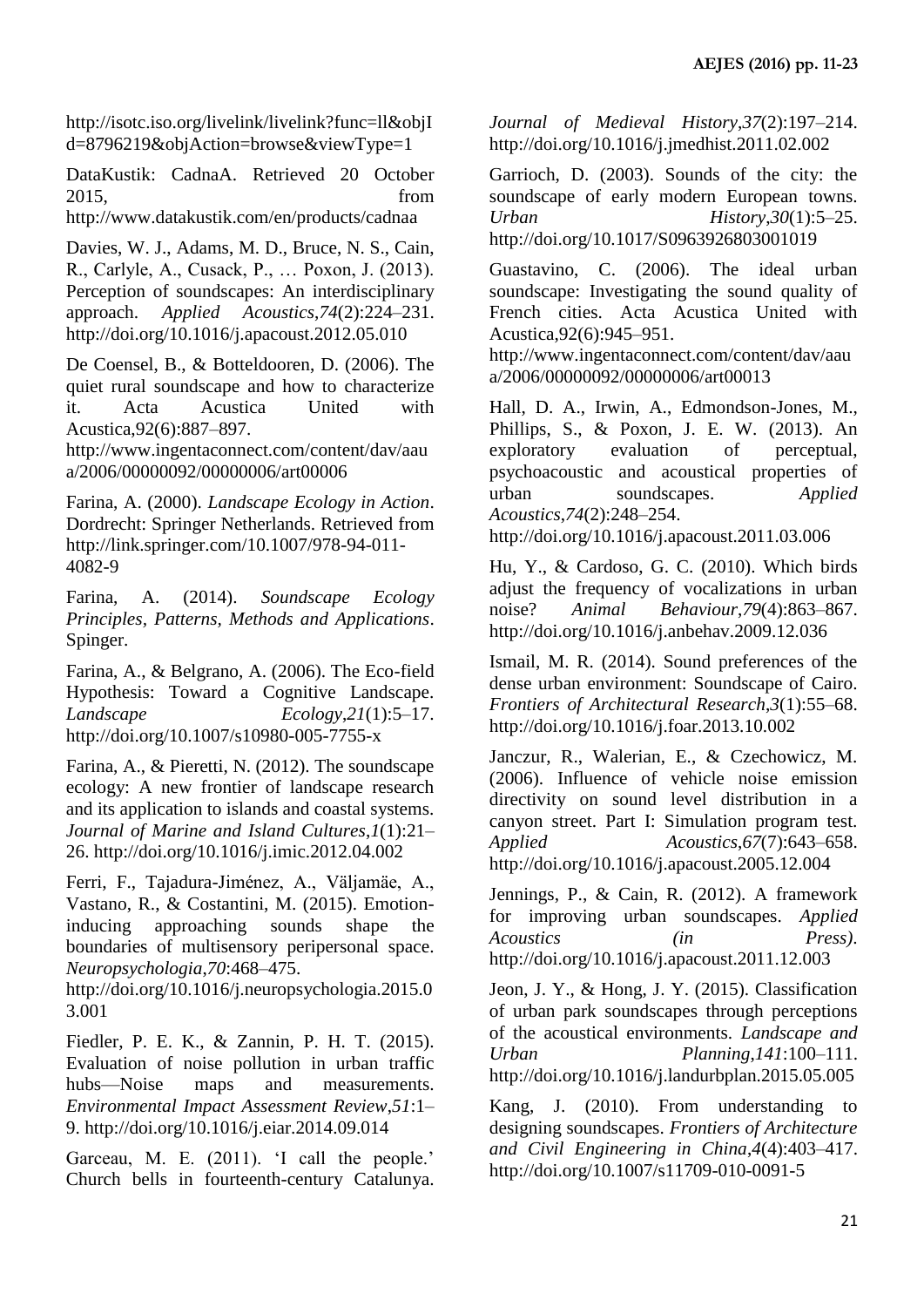http://isotc.iso.org/livelink/livelink?func=ll&objId=8796219&objAction=browse&viewType=1

DataKustik: CadnaA. Retrieved 20 October 2015, from http://www.datakustik.com/en/products/cadnaa

Davies, W. J., Adams, M. D., Bruce, N. S., Cain, R., Carlyle, A., Cusack, P., … Poxon, J. (2013). Perception of soundscapes: An interdisciplinary approach. *Applied Acoustics*,*74*(2):224–231. http://doi.org/10.1016/j.apacoust.2012.05.010

De Coensel, B., & Botteldooren, D. (2006). The quiet rural soundscape and how to characterize it. Acta Acustica United with Acustica,92(6):887–897. http://www.ingentaconnect.com/content/dav/aaua/2006/00000092/00000006/art00006

Farina, A. (2000). *Landscape Ecology in Action*. Dordrecht: Springer Netherlands. Retrieved from http://link.springer.com/10.1007/978-94-011-4082-9

Farina, A. (2014). *Soundscape Ecology Principles, Patterns, Methods and Applications*. Spinger.

Farina, A., & Belgrano, A. (2006). The Eco-field Hypothesis: Toward a Cognitive Landscape. *Landscape Ecology*,*21*(1):5–17. http://doi.org/10.1007/s10980-005-7755-x

Farina, A., & Pieretti, N. (2012). The soundscape ecology: A new frontier of landscape research and its application to islands and coastal systems. *Journal of Marine and Island Cultures*,*1*(1):21–26. http://doi.org/10.1016/j.imic.2012.04.002

Ferri, F., Tajadura-Jiménez, A., Väljamäe, A., Vastano, R., & Costantini, M. (2015). Emotion-inducing approaching sounds shape the boundaries of multisensory peripersonal space. *Neuropsychologia*,*70*:468–475. http://doi.org/10.1016/j.neuropsychologia.2015.03.001

Fiedler, P. E. K., & Zannin, P. H. T. (2015). Evaluation of noise pollution in urban traffic hubs—Noise maps and measurements. *Environmental Impact Assessment Review*,*51*:1–9. http://doi.org/10.1016/j.eiar.2014.09.014

Garceau, M. E. (2011). 'I call the people.' Church bells in fourteenth-century Catalunya. *Journal of Medieval History*,*37*(2):197–214. http://doi.org/10.1016/j.jmedhist.2011.02.002

Garrioch, D. (2003). Sounds of the city: the soundscape of early modern European towns. *Urban History*,*30*(1):5–25. http://doi.org/10.1017/S0963926803001019

Guastavino, C. (2006). The ideal urban soundscape: Investigating the sound quality of French cities. Acta Acustica United with Acustica,92(6):945–951. http://www.ingentaconnect.com/content/dav/aaua/2006/00000092/00000006/art00013

Hall, D. A., Irwin, A., Edmondson-Jones, M., Phillips, S., & Poxon, J. E. W. (2013). An exploratory evaluation of perceptual, psychoacoustic and acoustical properties of urban soundscapes. *Applied Acoustics*,*74*(2):248–254. http://doi.org/10.1016/j.apacoust.2011.03.006

Hu, Y., & Cardoso, G. C. (2010). Which birds adjust the frequency of vocalizations in urban noise? *Animal Behaviour*,*79*(4):863–867. http://doi.org/10.1016/j.anbehav.2009.12.036

Ismail, M. R. (2014). Sound preferences of the dense urban environment: Soundscape of Cairo. *Frontiers of Architectural Research*,*3*(1):55–68. http://doi.org/10.1016/j.foar.2013.10.002

Janczur, R., Walerian, E., & Czechowicz, M. (2006). Influence of vehicle noise emission directivity on sound level distribution in a canyon street. Part I: Simulation program test. *Applied Acoustics*,*67*(7):643–658. http://doi.org/10.1016/j.apacoust.2005.12.004

Jennings, P., & Cain, R. (2012). A framework for improving urban soundscapes. *Applied Acoustics (in Press)*. http://doi.org/10.1016/j.apacoust.2011.12.003

Jeon, J. Y., & Hong, J. Y. (2015). Classification of urban park soundscapes through perceptions of the acoustical environments. *Landscape and Urban Planning*,*141*:100–111. http://doi.org/10.1016/j.landurbplan.2015.05.005

Kang, J. (2010). From understanding to designing soundscapes. *Frontiers of Architecture and Civil Engineering in China*,*4*(4):403–417. http://doi.org/10.1007/s11709-010-0091-5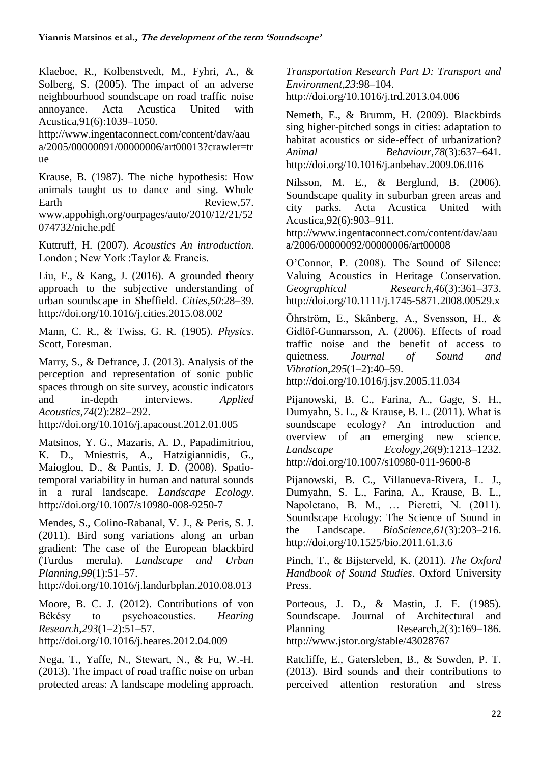Klaeboe, R., Kolbenstvedt, M., Fyhri, A., & Solberg, S. (2005). The impact of an adverse neighbourhood soundscape on road traffic noise annoyance. Acta Acustica United with Acustica,91(6):1039–1050. http://www.ingentaconnect.com/content/dav/aaua/2005/00000091/00000006/art00013?crawler=true

Krause, B. (1987). The niche hypothesis: How animals taught us to dance and sing. Whole Earth Review,57. www.appohigh.org/ourpages/auto/2010/12/21/52074732/niche.pdf

Kuttruff, H. (2007). *Acoustics An introduction*. London ; New York :Taylor & Francis.

Liu, F., & Kang, J. (2016). A grounded theory approach to the subjective understanding of urban soundscape in Sheffield. *Cities*,*50*:28–39. http://doi.org/10.1016/j.cities.2015.08.002

Mann, C. R., & Twiss, G. R. (1905). *Physics*. Scott, Foresman.

Marry, S., & Defrance, J. (2013). Analysis of the perception and representation of sonic public spaces through on site survey, acoustic indicators and in-depth interviews. *Applied Acoustics*,*74*(2):282–292. http://doi.org/10.1016/j.apacoust.2012.01.005

Matsinos, Y. G., Mazaris, A. D., Papadimitriou, K. D., Mniestris, A., Hatzigiannidis, G., Maioglou, D., & Pantis, J. D. (2008). Spatio-temporal variability in human and natural sounds in a rural landscape. *Landscape Ecology*. http://doi.org/10.1007/s10980-008-9250-7

Mendes, S., Colino-Rabanal, V. J., & Peris, S. J. (2011). Bird song variations along an urban gradient: The case of the European blackbird (Turdus merula). *Landscape and Urban Planning*,*99*(1):51–57. http://doi.org/10.1016/j.landurbplan.2010.08.013

Moore, B. C. J. (2012). Contributions of von Békésy to psychoacoustics. *Hearing Research*,*293*(1–2):51–57. http://doi.org/10.1016/j.heares.2012.04.009

Nega, T., Yaffe, N., Stewart, N., & Fu, W.-H. (2013). The impact of road traffic noise on urban protected areas: A landscape modeling approach. *Transportation Research Part D: Transport and Environment*,*23*:98–104. http://doi.org/10.1016/j.trd.2013.04.006

Nemeth, E., & Brumm, H. (2009). Blackbirds sing higher-pitched songs in cities: adaptation to habitat acoustics or side-effect of urbanization? *Animal Behaviour*,*78*(3):637–641. http://doi.org/10.1016/j.anbehav.2009.06.016

Nilsson, M. E., & Berglund, B. (2006). Soundscape quality in suburban green areas and city parks. Acta Acustica United with Acustica,92(6):903–911. http://www.ingentaconnect.com/content/dav/aaua/2006/00000092/00000006/art00008

O'Connor, P. (2008). The Sound of Silence: Valuing Acoustics in Heritage Conservation. *Geographical Research*,*46*(3):361–373. http://doi.org/10.1111/j.1745-5871.2008.00529.x

Öhrström, E., Skånberg, A., Svensson, H., & Gidlöf-Gunnarsson, A. (2006). Effects of road traffic noise and the benefit of access to quietness. *Journal of Sound and Vibration*,*295*(1–2):40–59. http://doi.org/10.1016/j.jsv.2005.11.034

Pijanowski, B. C., Farina, A., Gage, S. H., Dumyahn, S. L., & Krause, B. L. (2011). What is soundscape ecology? An introduction and overview of an emerging new science. *Landscape Ecology*,*26*(9):1213–1232. http://doi.org/10.1007/s10980-011-9600-8

Pijanowski, B. C., Villanueva-Rivera, L. J., Dumyahn, S. L., Farina, A., Krause, B. L., Napoletano, B. M., … Pieretti, N. (2011). Soundscape Ecology: The Science of Sound in the Landscape. *BioScience*,*61*(3):203–216. http://doi.org/10.1525/bio.2011.61.3.6

Pinch, T., & Bijsterveld, K. (2011). *The Oxford Handbook of Sound Studies*. Oxford University Press.

Porteous, J. D., & Mastin, J. F. (1985). Soundscape. Journal of Architectural and Planning Research,2(3):169–186. http://www.jstor.org/stable/43028767

Ratcliffe, E., Gatersleben, B., & Sowden, P. T. (2013). Bird sounds and their contributions to perceived attention restoration and stress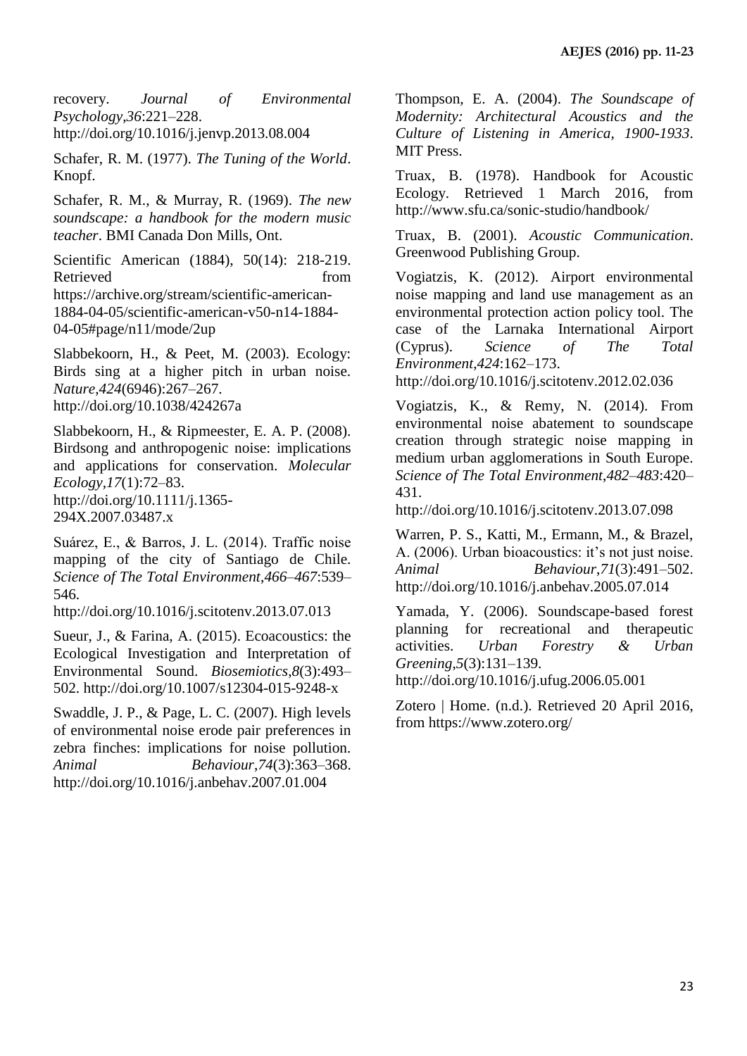recovery. *Journal of Environmental Psychology*,*36*:221–228. http://doi.org/10.1016/j.jenvp.2013.08.004

Schafer, R. M. (1977). *The Tuning of the World*. Knopf.

Schafer, R. M., & Murray, R. (1969). *The new soundscape: a handbook for the modern music teacher*. BMI Canada Don Mills, Ont.

Scientific American (1884), 50(14): 218-219. Retrieved from https://archive.org/stream/scientific-american-1884-04-05/scientific-american-v50-n14-1884-04-05#page/n11/mode/2up

Slabbekoorn, H., & Peet, M. (2003). Ecology: Birds sing at a higher pitch in urban noise. *Nature*,*424*(6946):267–267. http://doi.org/10.1038/424267a

Slabbekoorn, H., & Ripmeester, E. A. P. (2008). Birdsong and anthropogenic noise: implications and applications for conservation. *Molecular Ecology*,*17*(1):72–83. http://doi.org/10.1111/j.1365-294X.2007.03487.x

Suárez, E., & Barros, J. L. (2014). Traffic noise mapping of the city of Santiago de Chile. *Science of The Total Environment*,*466–467*:539–546. http://doi.org/10.1016/j.scitotenv.2013.07.013

Sueur, J., & Farina, A. (2015). Ecoacoustics: the Ecological Investigation and Interpretation of Environmental Sound. *Biosemiotics*,*8*(3):493–502. http://doi.org/10.1007/s12304-015-9248-x

Swaddle, J. P., & Page, L. C. (2007). High levels of environmental noise erode pair preferences in zebra finches: implications for noise pollution. *Animal Behaviour*,*74*(3):363–368. http://doi.org/10.1016/j.anbehav.2007.01.004

Thompson, E. A. (2004). *The Soundscape of Modernity: Architectural Acoustics and the Culture of Listening in America, 1900-1933*. MIT Press.

Truax, B. (1978). Handbook for Acoustic Ecology. Retrieved 1 March 2016, from http://www.sfu.ca/sonic-studio/handbook/

Truax, B. (2001). *Acoustic Communication*. Greenwood Publishing Group.

Vogiatzis, K. (2012). Airport environmental noise mapping and land use management as an environmental protection action policy tool. The case of the Larnaka International Airport (Cyprus). *Science of The Total Environment*,*424*:162–173. http://doi.org/10.1016/j.scitotenv.2012.02.036

Vogiatzis, K., & Remy, N. (2014). From environmental noise abatement to soundscape creation through strategic noise mapping in medium urban agglomerations in South Europe. *Science of The Total Environment*,*482–483*:420–431. http://doi.org/10.1016/j.scitotenv.2013.07.098

Warren, P. S., Katti, M., Ermann, M., & Brazel, A. (2006). Urban bioacoustics: it's not just noise. *Animal Behaviour*,*71*(3):491–502. http://doi.org/10.1016/j.anbehav.2005.07.014

Yamada, Y. (2006). Soundscape-based forest planning for recreational and therapeutic activities. *Urban Forestry & Urban Greening*,*5*(3):131–139. http://doi.org/10.1016/j.ufug.2006.05.001

Zotero | Home. (n.d.). Retrieved 20 April 2016, from https://www.zotero.org/